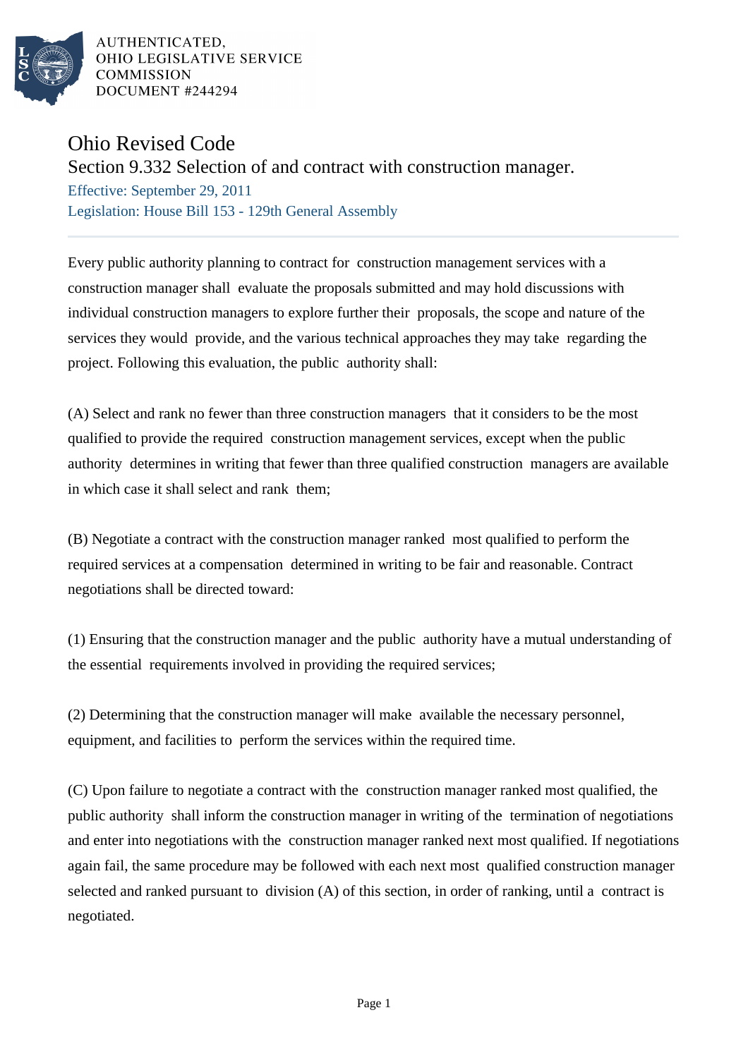AUTHENTICATED,
OHIO LEGISLATIVE SERVICE
COMMISSION
DOCUMENT #244294

# Ohio Revised Code

## Section 9.332 Selection of and contract with construction manager.

Effective: September 29, 2011

Legislation: House Bill 153 - 129th General Assembly

Every public authority planning to contract for construction management services with a construction manager shall evaluate the proposals submitted and may hold discussions with individual construction managers to explore further their proposals, the scope and nature of the services they would provide, and the various technical approaches they may take regarding the project. Following this evaluation, the public authority shall:

(A) Select and rank no fewer than three construction managers that it considers to be the most qualified to provide the required construction management services, except when the public authority determines in writing that fewer than three qualified construction managers are available in which case it shall select and rank them;

(B) Negotiate a contract with the construction manager ranked most qualified to perform the required services at a compensation determined in writing to be fair and reasonable. Contract negotiations shall be directed toward:

(1) Ensuring that the construction manager and the public authority have a mutual understanding of the essential requirements involved in providing the required services;

(2) Determining that the construction manager will make available the necessary personnel, equipment, and facilities to perform the services within the required time.

(C) Upon failure to negotiate a contract with the construction manager ranked most qualified, the public authority shall inform the construction manager in writing of the termination of negotiations and enter into negotiations with the construction manager ranked next most qualified. If negotiations again fail, the same procedure may be followed with each next most qualified construction manager selected and ranked pursuant to division (A) of this section, in order of ranking, until a contract is negotiated.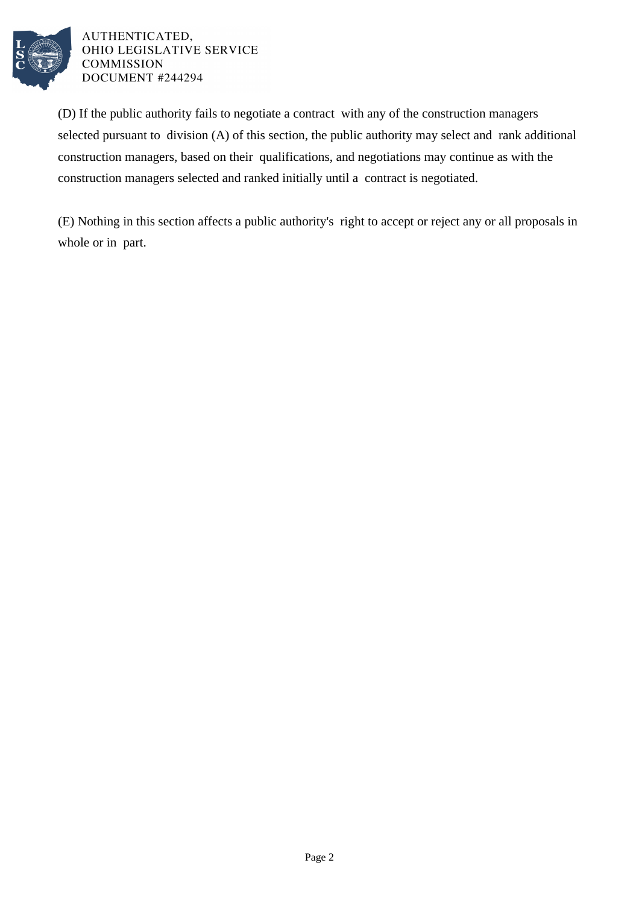(D) If the public authority fails to negotiate a contract with any of the construction managers selected pursuant to division (A) of this section, the public authority may select and rank additional construction managers, based on their qualifications, and negotiations may continue as with the construction managers selected and ranked initially until a contract is negotiated.

(E) Nothing in this section affects a public authority's right to accept or reject any or all proposals in whole or in part.